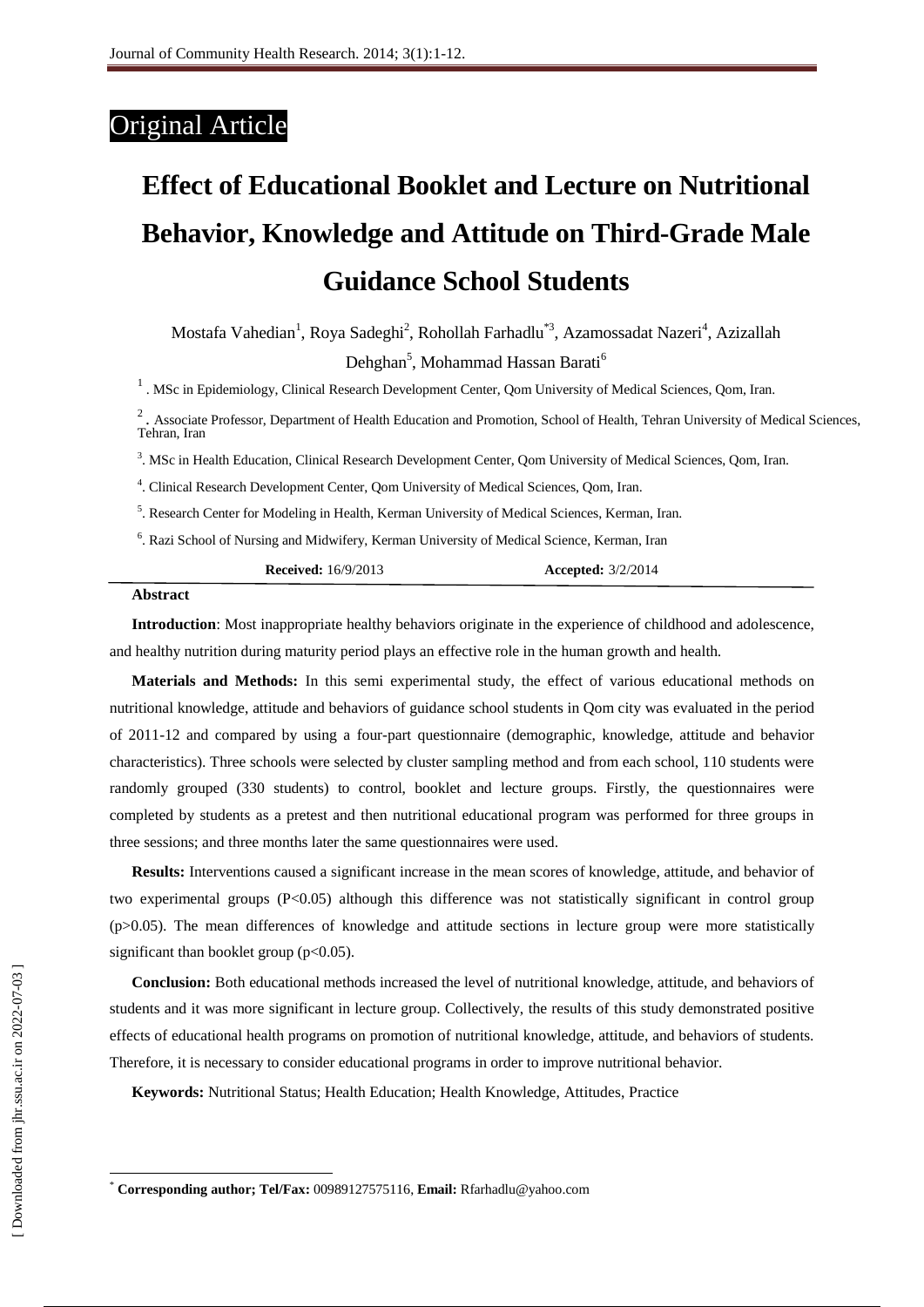Original Article

# Effect of Educational Booklet and Lecture on Nutritional Behavior, Knowledge and Attitude on Third-Grade Male Guidance School Students

Mostafa Vahedian[1], Roya Sadeghi[2], Rohollah Farhadlu[*3], Azamossadat Nazeri[4], Azizallah Dehghan[5], Mohammad Hassan Barati[6]

[1]. MSc in Epidemiology, Clinical Research Development Center, Qom University of Medical Sciences, Qom, Iran.

[2]. Associate Professor, Department of Health Education and Promotion, School of Health, Tehran University of Medical Sciences, Tehran, Iran

[3]. MSc in Health Education, Clinical Research Development Center, Qom University of Medical Sciences, Qom, Iran.

[4]. Clinical Research Development Center, Qom University of Medical Sciences, Qom, Iran.

[5]. Research Center for Modeling in Health, Kerman University of Medical Sciences, Kerman, Iran.

[6]. Razi School of Nursing and Midwifery, Kerman University of Medical Science, Kerman, Iran

**Received:** 16/9/2013 **Accepted:** 3/2/2014

## Abstract

**Introduction**: Most inappropriate healthy behaviors originate in the experience of childhood and adolescence, and healthy nutrition during maturity period plays an effective role in the human growth and health.

**Materials and Methods:** In this semi experimental study, the effect of various educational methods on nutritional knowledge, attitude and behaviors of guidance school students in Qom city was evaluated in the period of 2011-12 and compared by using a four-part questionnaire (demographic, knowledge, attitude and behavior characteristics). Three schools were selected by cluster sampling method and from each school, 110 students were randomly grouped (330 students) to control, booklet and lecture groups. Firstly, the questionnaires were completed by students as a pretest and then nutritional educational program was performed for three groups in three sessions; and three months later the same questionnaires were used.

**Results:** Interventions caused a significant increase in the mean scores of knowledge, attitude, and behavior of two experimental groups ($P<0.05$) although this difference was not statistically significant in control group ($p>0.05$). The mean differences of knowledge and attitude sections in lecture group were more statistically significant than booklet group ($p<0.05$).

**Conclusion:** Both educational methods increased the level of nutritional knowledge, attitude, and behaviors of students and it was more significant in lecture group. Collectively, the results of this study demonstrated positive effects of educational health programs on promotion of nutritional knowledge, attitude, and behaviors of students. Therefore, it is necessary to consider educational programs in order to improve nutritional behavior.

**Keywords:** Nutritional Status; Health Education; Health Knowledge, Attitudes, Practice

[*] **Corresponding author; Tel/Fax:** 00989127575116, **Email:** Rfarhadlu@yahoo.com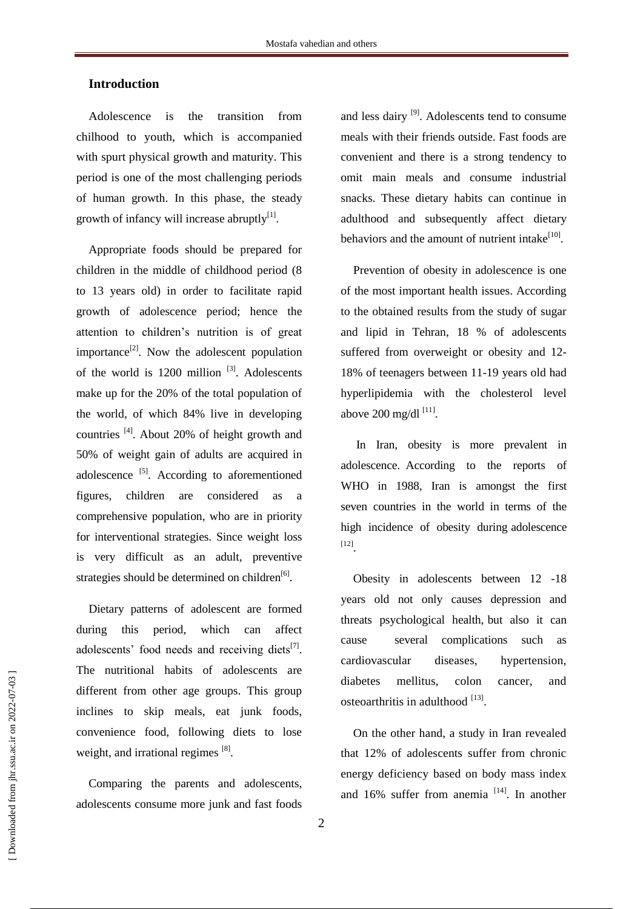## Introduction

Adolescence is the transition from chilhood to youth, which is accompanied with spurt physical growth and maturity. This period is one of the most challenging periods of human growth. In this phase, the steady growth of infancy will increase abruptly[1].

Appropriate foods should be prepared for children in the middle of childhood period (8 to 13 years old) in order to facilitate rapid growth of adolescence period; hence the attention to children's nutrition is of great importance[2]. Now the adolescent population of the world is 1200 million [3]. Adolescents make up for the 20% of the total population of the world, of which 84% live in developing countries [4]. About 20% of height growth and 50% of weight gain of adults are acquired in adolescence [5]. According to aforementioned figures, children are considered as a comprehensive population, who are in priority for interventional strategies. Since weight loss is very difficult as an adult, preventive strategies should be determined on children[6].

Dietary patterns of adolescent are formed during this period, which can affect adolescents' food needs and receiving diets[7]. The nutritional habits of adolescents are different from other age groups. This group inclines to skip meals, eat junk foods, convenience food, following diets to lose weight, and irrational regimes [8].

Comparing the parents and adolescents, adolescents consume more junk and fast foods and less dairy [9]. Adolescents tend to consume meals with their friends outside. Fast foods are convenient and there is a strong tendency to omit main meals and consume industrial snacks. These dietary habits can continue in adulthood and subsequently affect dietary behaviors and the amount of nutrient intake[10].

Prevention of obesity in adolescence is one of the most important health issues. According to the obtained results from the study of sugar and lipid in Tehran, 18 % of adolescents suffered from overweight or obesity and 12-18% of teenagers between 11-19 years old had hyperlipidemia with the cholesterol level above 200 mg/dl [11].

In Iran, obesity is more prevalent in adolescence. According to the reports of WHO in 1988, Iran is amongst the first seven countries in the world in terms of the high incidence of obesity during adolescence [12].

Obesity in adolescents between 12 -18 years old not only causes depression and threats psychological health, but also it can cause several complications such as cardiovascular diseases, hypertension, diabetes mellitus, colon cancer, and osteoarthritis in adulthood [13].

On the other hand, a study in Iran revealed that 12% of adolescents suffer from chronic energy deficiency based on body mass index and 16% suffer from anemia [14]. In another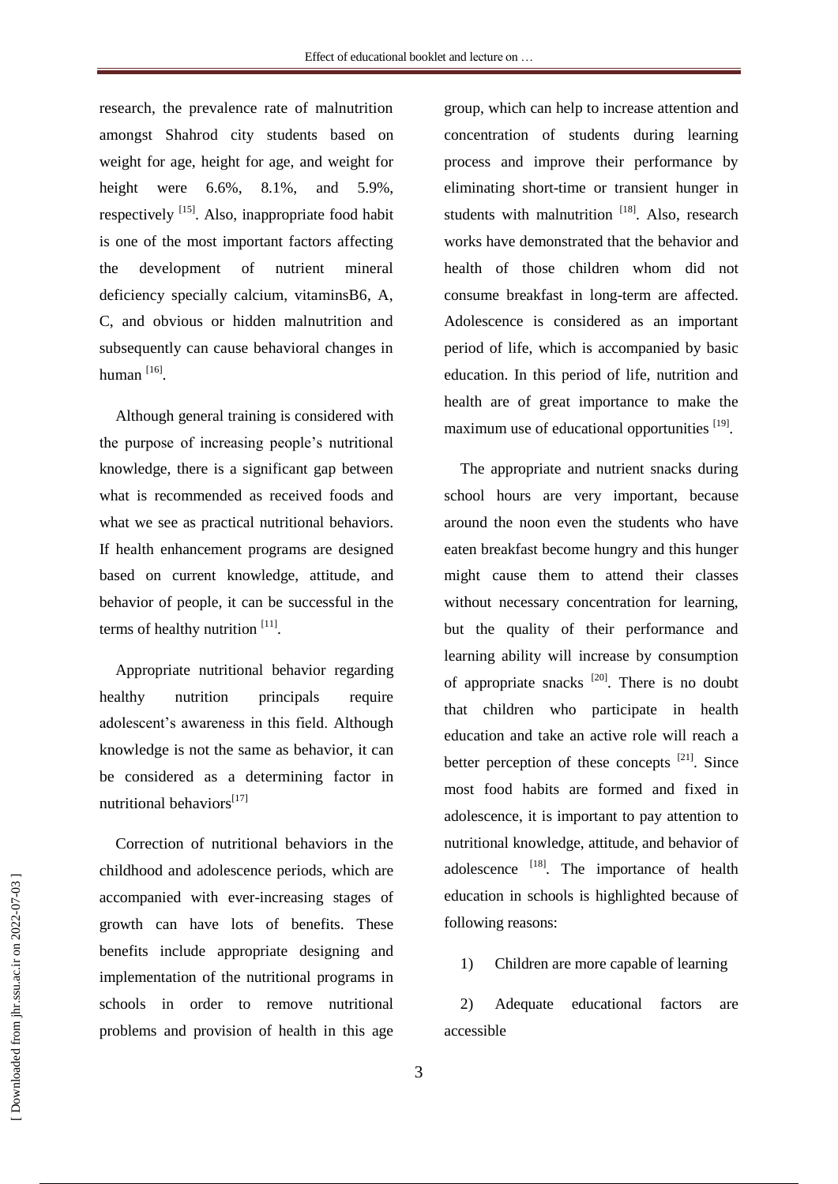research, the prevalence rate of malnutrition amongst Shahrod city students based on weight for age, height for age, and weight for height were 6.6%, 8.1%, and 5.9%, respectively [15]. Also, inappropriate food habit is one of the most important factors affecting the development of nutrient mineral deficiency specially calcium, vitaminsB6, A, C, and obvious or hidden malnutrition and subsequently can cause behavioral changes in human [16].

Although general training is considered with the purpose of increasing people's nutritional knowledge, there is a significant gap between what is recommended as received foods and what we see as practical nutritional behaviors. If health enhancement programs are designed based on current knowledge, attitude, and behavior of people, it can be successful in the terms of healthy nutrition [11].

Appropriate nutritional behavior regarding healthy nutrition principals require adolescent's awareness in this field. Although knowledge is not the same as behavior, it can be considered as a determining factor in nutritional behaviors[17]

Correction of nutritional behaviors in the childhood and adolescence periods, which are accompanied with ever-increasing stages of growth can have lots of benefits. These benefits include appropriate designing and implementation of the nutritional programs in schools in order to remove nutritional problems and provision of health in this age group, which can help to increase attention and concentration of students during learning process and improve their performance by eliminating short-time or transient hunger in students with malnutrition [18]. Also, research works have demonstrated that the behavior and health of those children whom did not consume breakfast in long-term are affected. Adolescence is considered as an important period of life, which is accompanied by basic education. In this period of life, nutrition and health are of great importance to make the maximum use of educational opportunities [19].

The appropriate and nutrient snacks during school hours are very important, because around the noon even the students who have eaten breakfast become hungry and this hunger might cause them to attend their classes without necessary concentration for learning, but the quality of their performance and learning ability will increase by consumption of appropriate snacks [20]. There is no doubt that children who participate in health education and take an active role will reach a better perception of these concepts [21]. Since most food habits are formed and fixed in adolescence, it is important to pay attention to nutritional knowledge, attitude, and behavior of adolescence [18]. The importance of health education in schools is highlighted because of following reasons:

1) Children are more capable of learning

2) Adequate educational factors are accessible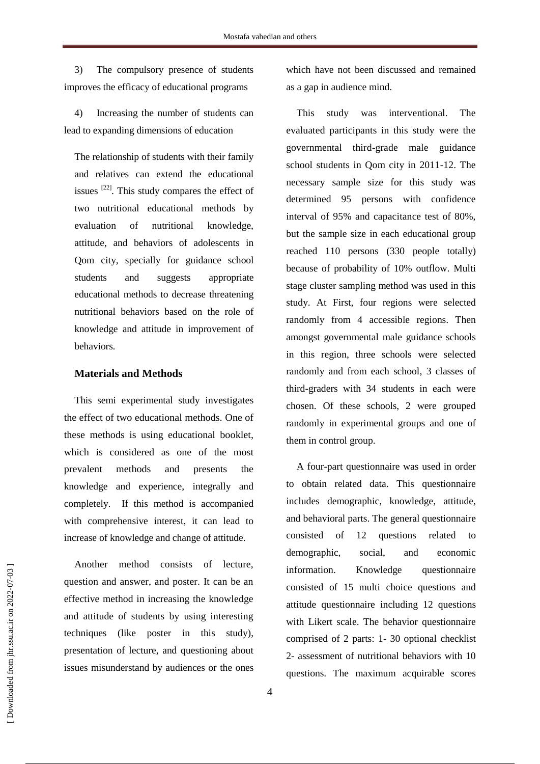3) The compulsory presence of students improves the efficacy of educational programs

4) Increasing the number of students can lead to expanding dimensions of education

The relationship of students with their family and relatives can extend the educational issues [22]. This study compares the effect of two nutritional educational methods by evaluation of nutritional knowledge, attitude, and behaviors of adolescents in Qom city, specially for guidance school students and suggests appropriate educational methods to decrease threatening nutritional behaviors based on the role of knowledge and attitude in improvement of behaviors.

## Materials and Methods

This semi experimental study investigates the effect of two educational methods. One of these methods is using educational booklet, which is considered as one of the most prevalent methods and presents the knowledge and experience, integrally and completely. If this method is accompanied with comprehensive interest, it can lead to increase of knowledge and change of attitude.

Another method consists of lecture, question and answer, and poster. It can be an effective method in increasing the knowledge and attitude of students by using interesting techniques (like poster in this study), presentation of lecture, and questioning about issues misunderstand by audiences or the ones which have not been discussed and remained as a gap in audience mind.

This study was interventional. The evaluated participants in this study were the governmental third-grade male guidance school students in Qom city in 2011-12. The necessary sample size for this study was determined 95 persons with confidence interval of 95% and capacitance test of 80%, but the sample size in each educational group reached 110 persons (330 people totally) because of probability of 10% outflow. Multi stage cluster sampling method was used in this study. At First, four regions were selected randomly from 4 accessible regions. Then amongst governmental male guidance schools in this region, three schools were selected randomly and from each school, 3 classes of third-graders with 34 students in each were chosen. Of these schools, 2 were grouped randomly in experimental groups and one of them in control group.

A four-part questionnaire was used in order to obtain related data. This questionnaire includes demographic, knowledge, attitude, and behavioral parts. The general questionnaire consisted of 12 questions related to demographic, social, and economic information. Knowledge questionnaire consisted of 15 multi choice questions and attitude questionnaire including 12 questions with Likert scale. The behavior questionnaire comprised of 2 parts: 1- 30 optional checklist 2- assessment of nutritional behaviors with 10 questions. The maximum acquirable scores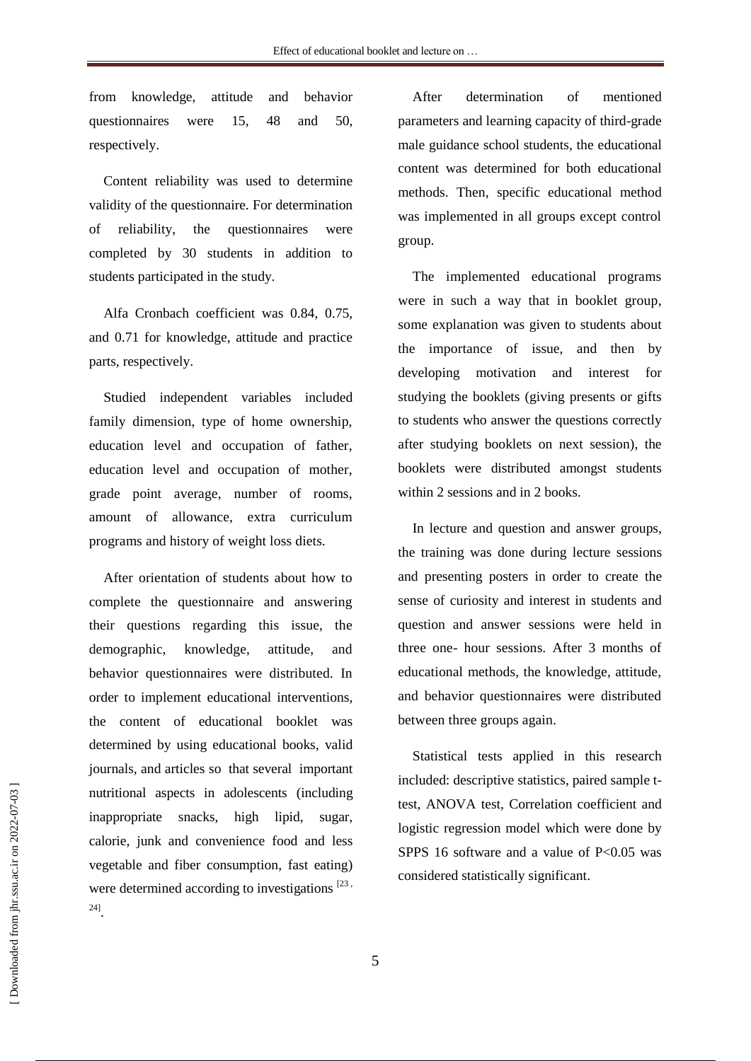from knowledge, attitude and behavior questionnaires were 15, 48 and 50, respectively.

Content reliability was used to determine validity of the questionnaire. For determination of reliability, the questionnaires were completed by 30 students in addition to students participated in the study.

Alfa Cronbach coefficient was 0.84, 0.75, and 0.71 for knowledge, attitude and practice parts, respectively.

Studied independent variables included family dimension, type of home ownership, education level and occupation of father, education level and occupation of mother, grade point average, number of rooms, amount of allowance, extra curriculum programs and history of weight loss diets.

After orientation of students about how to complete the questionnaire and answering their questions regarding this issue, the demographic, knowledge, attitude, and behavior questionnaires were distributed. In order to implement educational interventions, the content of educational booklet was determined by using educational books, valid journals, and articles so that several important nutritional aspects in adolescents (including inappropriate snacks, high lipid, sugar, calorie, junk and convenience food and less vegetable and fiber consumption, fast eating) were determined according to investigations [23, 24].

After determination of mentioned parameters and learning capacity of third-grade male guidance school students, the educational content was determined for both educational methods. Then, specific educational method was implemented in all groups except control group.

The implemented educational programs were in such a way that in booklet group, some explanation was given to students about the importance of issue, and then by developing motivation and interest for studying the booklets (giving presents or gifts to students who answer the questions correctly after studying booklets on next session), the booklets were distributed amongst students within 2 sessions and in 2 books.

In lecture and question and answer groups, the training was done during lecture sessions and presenting posters in order to create the sense of curiosity and interest in students and question and answer sessions were held in three one- hour sessions. After 3 months of educational methods, the knowledge, attitude, and behavior questionnaires were distributed between three groups again.

Statistical tests applied in this research included: descriptive statistics, paired sample t-test, ANOVA test, Correlation coefficient and logistic regression model which were done by SPPS 16 software and a value of $P<0.05$ was considered statistically significant.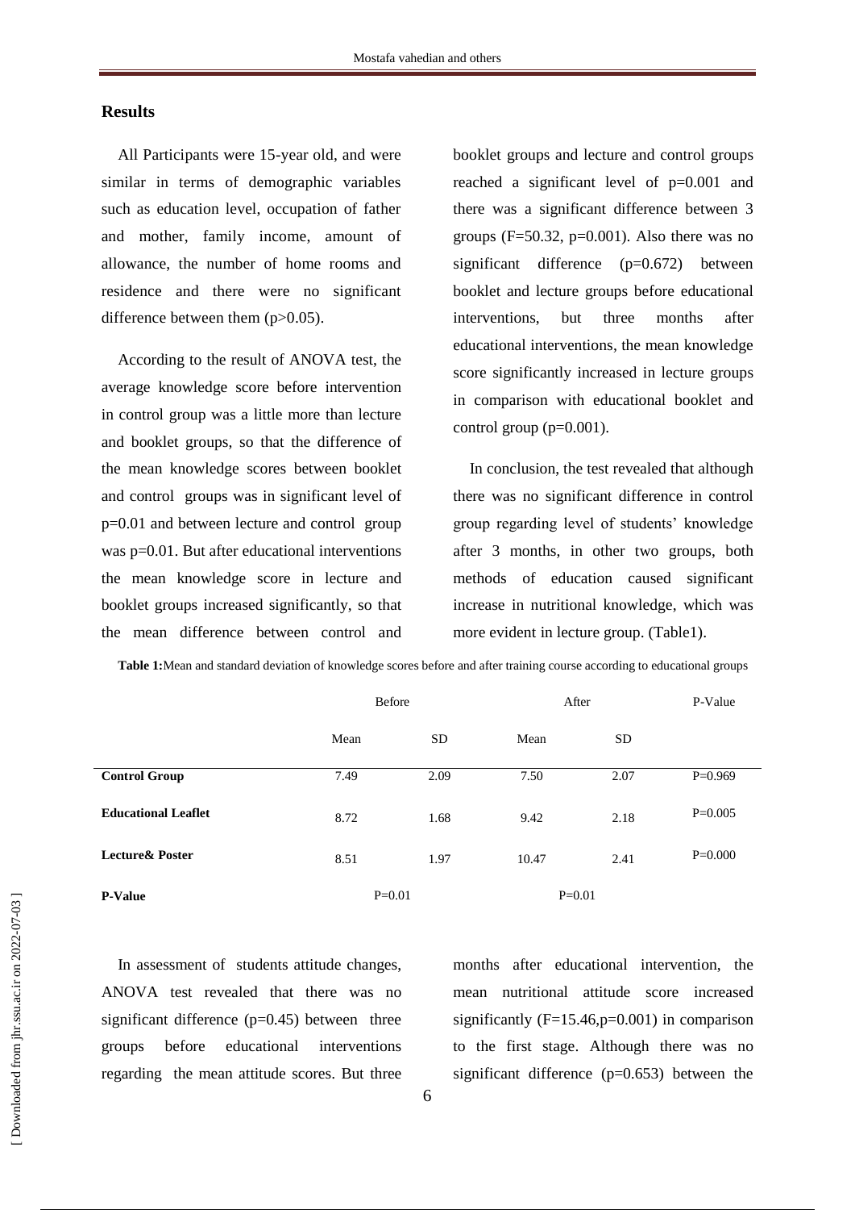## Results

All Participants were 15-year old, and were similar in terms of demographic variables such as education level, occupation of father and mother, family income, amount of allowance, the number of home rooms and residence and there were no significant difference between them (p>0.05).

According to the result of ANOVA test, the average knowledge score before intervention in control group was a little more than lecture and booklet groups, so that the difference of the mean knowledge scores between booklet and control groups was in significant level of p=0.01 and between lecture and control group was p=0.01. But after educational interventions the mean knowledge score in lecture and booklet groups increased significantly, so that the mean difference between control and booklet groups and lecture and control groups reached a significant level of p=0.001 and there was a significant difference between 3 groups (F=50.32, p=0.001). Also there was no significant difference (p=0.672) between booklet and lecture groups before educational interventions, but three months after educational interventions, the mean knowledge score significantly increased in lecture groups in comparison with educational booklet and control group (p=0.001).

In conclusion, the test revealed that although there was no significant difference in control group regarding level of students' knowledge after 3 months, in other two groups, both methods of education caused significant increase in nutritional knowledge, which was more evident in lecture group. (Table1).

**Table 1:** Mean and standard deviation of knowledge scores before and after training course according to educational groups

| | Before | | After | | P-Value |
|---|---|---|---|---|---|
| | Mean | SD | Mean | SD | |
| **Control Group** | 7.49 | 2.09 | 7.50 | 2.07 | P=0.969 |
| **Educational Leaflet** | 8.72 | 1.68 | 9.42 | 2.18 | P=0.005 |
| **Lecture& Poster** | 8.51 | 1.97 | 10.47 | 2.41 | P=0.000 |
| **P-Value** | P=0.01 | | P=0.01 | | |

In assessment of students attitude changes, ANOVA test revealed that there was no significant difference (p=0.45) between three groups before educational interventions regarding the mean attitude scores. But three months after educational intervention, the mean nutritional attitude score increased significantly (F=15.46,p=0.001) in comparison to the first stage. Although there was no significant difference (p=0.653) between the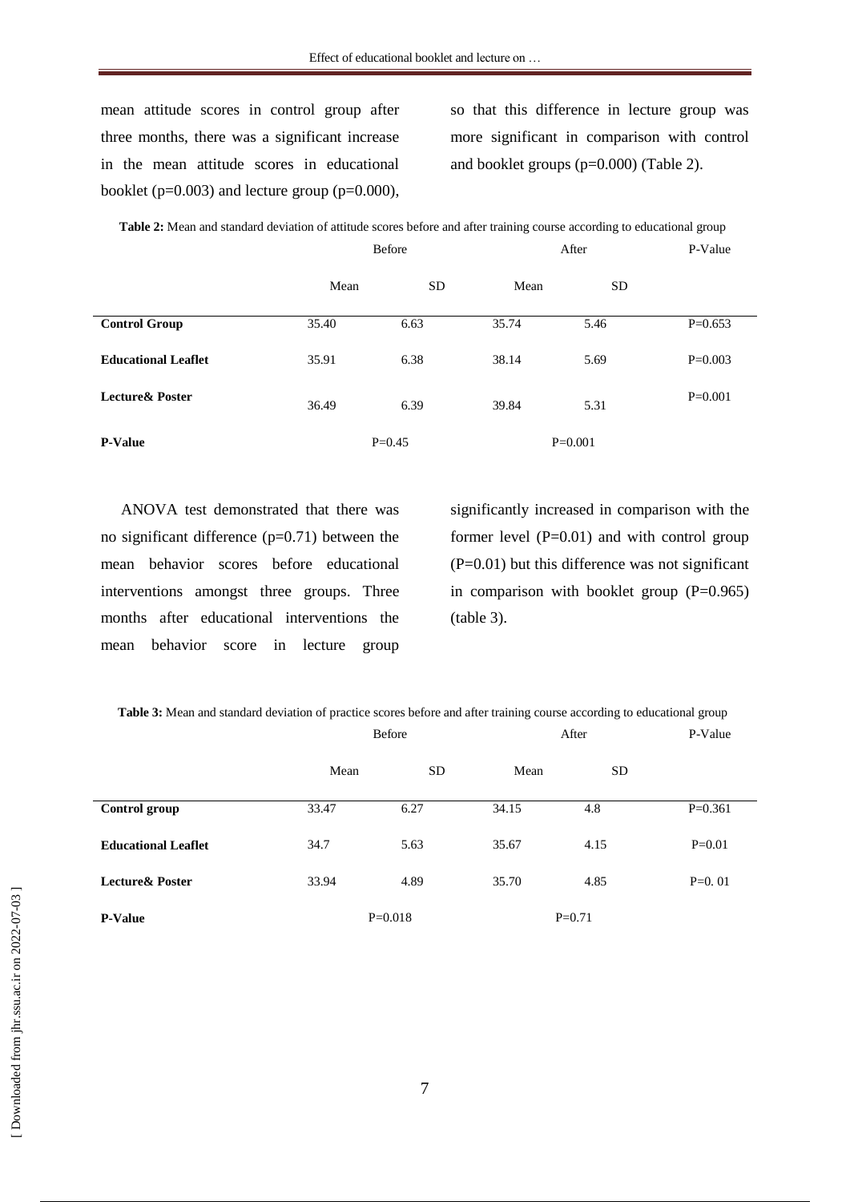mean attitude scores in control group after three months, there was a significant increase in the mean attitude scores in educational booklet (p=0.003) and lecture group (p=0.000), so that this difference in lecture group was more significant in comparison with control and booklet groups (p=0.000) (Table 2).

**Table 2:** Mean and standard deviation of attitude scores before and after training course according to educational group

| | Before | | After | | P-Value |
|---|---|---|---|---|---|
| | Mean | SD | Mean | SD | |
| **Control Group** | 35.40 | 6.63 | 35.74 | 5.46 | P=0.653 |
| **Educational Leaflet** | 35.91 | 6.38 | 38.14 | 5.69 | P=0.003 |
| **Lecture& Poster** | 36.49 | 6.39 | 39.84 | 5.31 | P=0.001 |
| **P-Value** | P=0.45 | | P=0.001 | | |

ANOVA test demonstrated that there was no significant difference (p=0.71) between the mean behavior scores before educational interventions amongst three groups. Three months after educational interventions the mean behavior score in lecture group significantly increased in comparison with the former level (P=0.01) and with control group (P=0.01) but this difference was not significant in comparison with booklet group (P=0.965) (table 3).

**Table 3:** Mean and standard deviation of practice scores before and after training course according to educational group

| | Before | | After | | P-Value |
|---|---|---|---|---|---|
| | Mean | SD | Mean | SD | |
| **Control group** | 33.47 | 6.27 | 34.15 | 4.8 | P=0.361 |
| **Educational Leaflet** | 34.7 | 5.63 | 35.67 | 4.15 | P=0.01 |
| **Lecture& Poster** | 33.94 | 4.89 | 35.70 | 4.85 | P=0. 01 |
| **P-Value** | P=0.018 | | P=0.71 | | |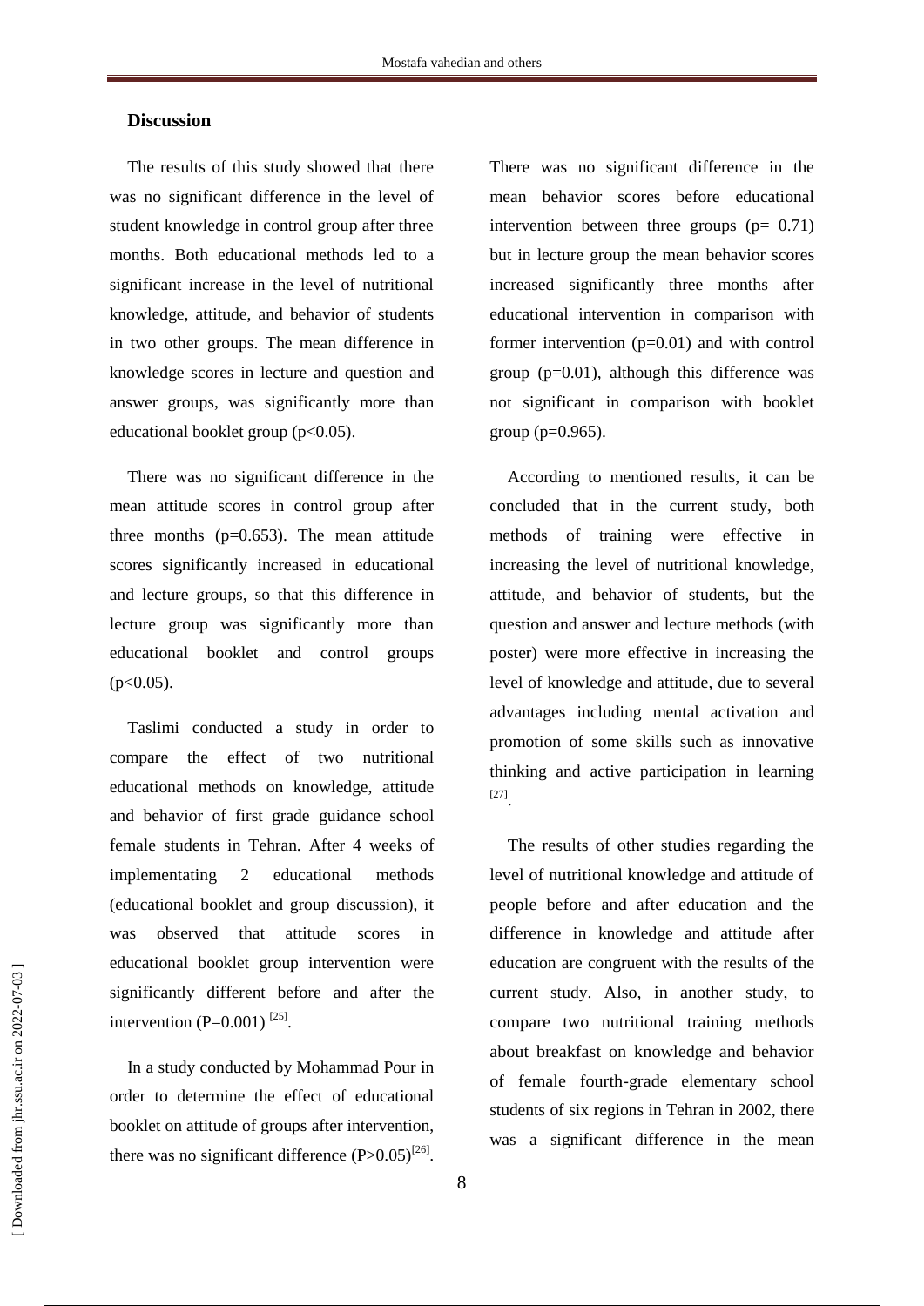## Discussion

The results of this study showed that there was no significant difference in the level of student knowledge in control group after three months. Both educational methods led to a significant increase in the level of nutritional knowledge, attitude, and behavior of students in two other groups. The mean difference in knowledge scores in lecture and question and answer groups, was significantly more than educational booklet group ($p<0.05$).

There was no significant difference in the mean attitude scores in control group after three months ($p=0.653$). The mean attitude scores significantly increased in educational and lecture groups, so that this difference in lecture group was significantly more than educational booklet and control groups ($p<0.05$).

Taslimi conducted a study in order to compare the effect of two nutritional educational methods on knowledge, attitude and behavior of first grade guidance school female students in Tehran. After 4 weeks of implementating 2 educational methods (educational booklet and group discussion), it was observed that attitude scores in educational booklet group intervention were significantly different before and after the intervention ($P=0.001$) [25].

In a study conducted by Mohammad Pour in order to determine the effect of educational booklet on attitude of groups after intervention, there was no significant difference ($P>0.05$)[26].

There was no significant difference in the mean behavior scores before educational intervention between three groups ($p= 0.71$) but in lecture group the mean behavior scores increased significantly three months after educational intervention in comparison with former intervention ($p=0.01$) and with control group ($p=0.01$), although this difference was not significant in comparison with booklet group ($p=0.965$).

According to mentioned results, it can be concluded that in the current study, both methods of training were effective in increasing the level of nutritional knowledge, attitude, and behavior of students, but the question and answer and lecture methods (with poster) were more effective in increasing the level of knowledge and attitude, due to several advantages including mental activation and promotion of some skills such as innovative thinking and active participation in learning [27].

The results of other studies regarding the level of nutritional knowledge and attitude of people before and after education and the difference in knowledge and attitude after education are congruent with the results of the current study. Also, in another study, to compare two nutritional training methods about breakfast on knowledge and behavior of female fourth-grade elementary school students of six regions in Tehran in 2002, there was a significant difference in the mean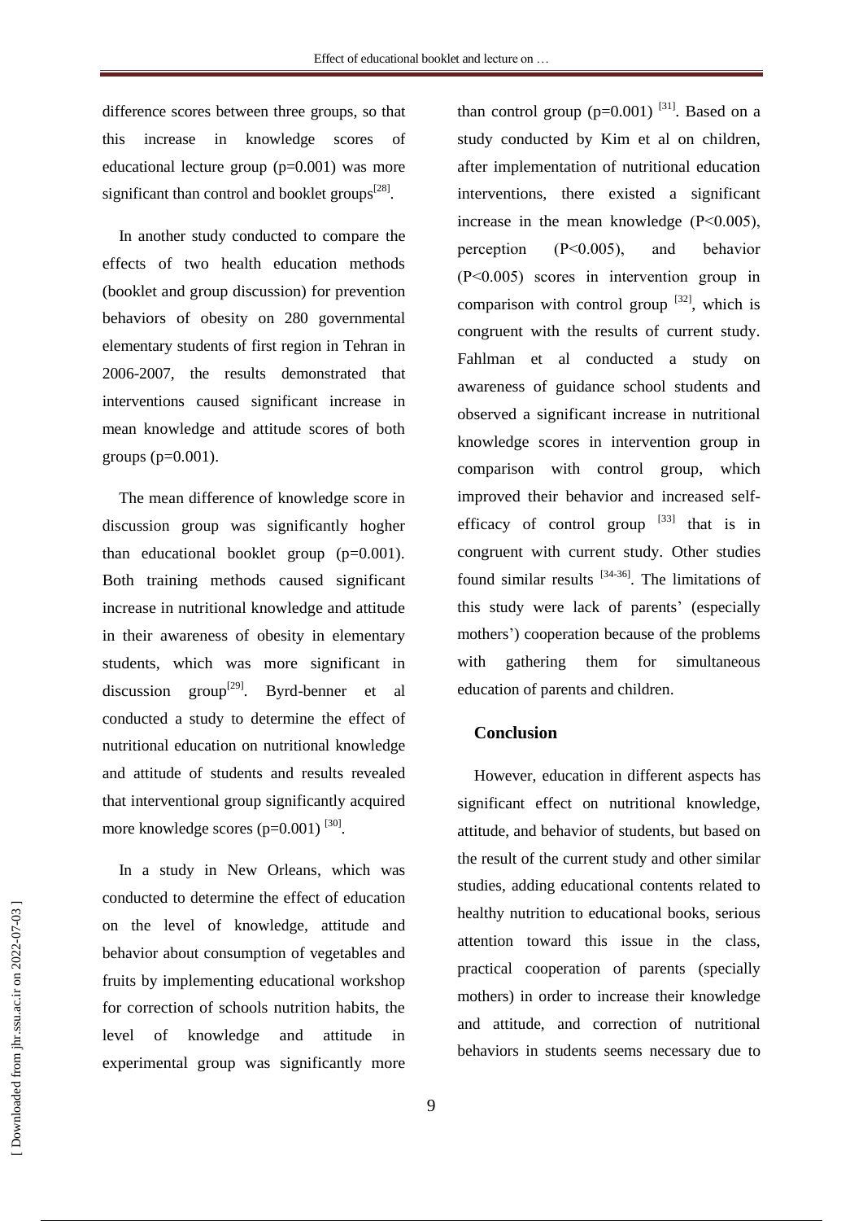difference scores between three groups, so that this increase in knowledge scores of educational lecture group (p=0.001) was more significant than control and booklet groups[28].

In another study conducted to compare the effects of two health education methods (booklet and group discussion) for prevention behaviors of obesity on 280 governmental elementary students of first region in Tehran in 2006-2007, the results demonstrated that interventions caused significant increase in mean knowledge and attitude scores of both groups (p=0.001).

The mean difference of knowledge score in discussion group was significantly hogher than educational booklet group (p=0.001). Both training methods caused significant increase in nutritional knowledge and attitude in their awareness of obesity in elementary students, which was more significant in discussion group[29]. Byrd-benner et al conducted a study to determine the effect of nutritional education on nutritional knowledge and attitude of students and results revealed that interventional group significantly acquired more knowledge scores (p=0.001) [30].

In a study in New Orleans, which was conducted to determine the effect of education on the level of knowledge, attitude and behavior about consumption of vegetables and fruits by implementing educational workshop for correction of schools nutrition habits, the level of knowledge and attitude in experimental group was significantly more than control group (p=0.001) [31]. Based on a study conducted by Kim et al on children, after implementation of nutritional education interventions, there existed a significant increase in the mean knowledge (P<0.005), perception (P<0.005), and behavior (P<0.005) scores in intervention group in comparison with control group [32], which is congruent with the results of current study. Fahlman et al conducted a study on awareness of guidance school students and observed a significant increase in nutritional knowledge scores in intervention group in comparison with control group, which improved their behavior and increased self-efficacy of control group [33] that is in congruent with current study. Other studies found similar results [34-36]. The limitations of this study were lack of parents' (especially mothers') cooperation because of the problems with gathering them for simultaneous education of parents and children.

## Conclusion

However, education in different aspects has significant effect on nutritional knowledge, attitude, and behavior of students, but based on the result of the current study and other similar studies, adding educational contents related to healthy nutrition to educational books, serious attention toward this issue in the class, practical cooperation of parents (specially mothers) in order to increase their knowledge and attitude, and correction of nutritional behaviors in students seems necessary due to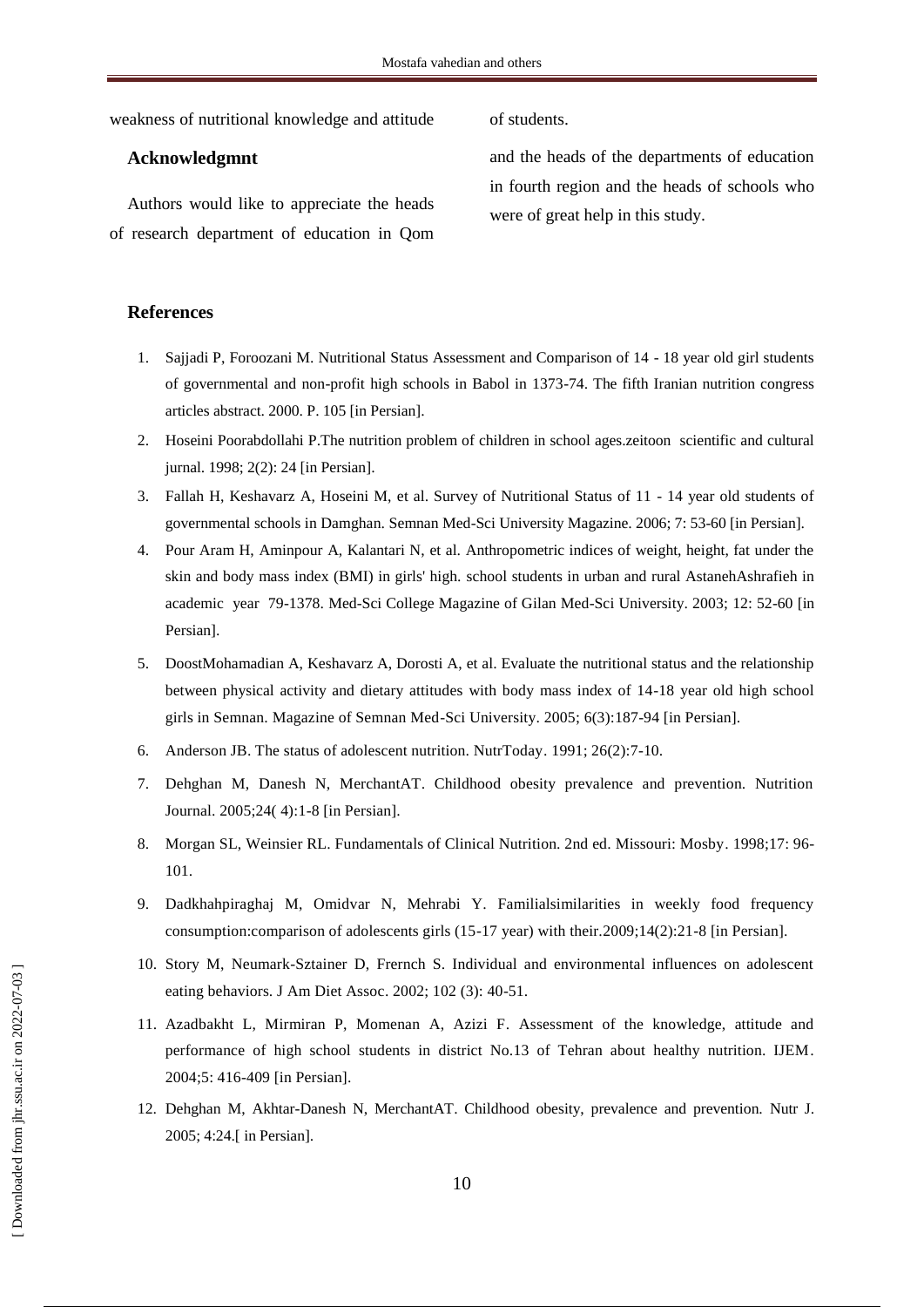weakness of nutritional knowledge and attitude of students.

**Acknowledgmnt**

Authors would like to appreciate the heads of research department of education in Qom and the heads of the departments of education in fourth region and the heads of schools who were of great help in this study.

**References**

1. Sajjadi P, Foroozani M. Nutritional Status Assessment and Comparison of 14 - 18 year old girl students of governmental and non-profit high schools in Babol in 1373-74. The fifth Iranian nutrition congress articles abstract. 2000. P. 105 [in Persian].
2. Hoseini Poorabdollahi P.The nutrition problem of children in school ages.zeitoon scientific and cultural jurnal. 1998; 2(2): 24 [in Persian].
3. Fallah H, Keshavarz A, Hoseini M, et al. Survey of Nutritional Status of 11 - 14 year old students of governmental schools in Damghan. Semnan Med-Sci University Magazine. 2006; 7: 53-60 [in Persian].
4. Pour Aram H, Aminpour A, Kalantari N, et al. Anthropometric indices of weight, height, fat under the skin and body mass index (BMI) in girls' high. school students in urban and rural AstanehAshrafieh in academic year 79-1378. Med-Sci College Magazine of Gilan Med-Sci University. 2003; 12: 52-60 [in Persian].
5. DoostMohamadian A, Keshavarz A, Dorosti A, et al. Evaluate the nutritional status and the relationship between physical activity and dietary attitudes with body mass index of 14-18 year old high school girls in Semnan. Magazine of Semnan Med-Sci University. 2005; 6(3):187-94 [in Persian].
6. Anderson JB. The status of adolescent nutrition. NutrToday. 1991; 26(2):7-10.
7. Dehghan M, Danesh N, MerchantAT. Childhood obesity prevalence and prevention. Nutrition Journal. 2005;24( 4):1-8 [in Persian].
8. Morgan SL, Weinsier RL. Fundamentals of Clinical Nutrition. 2nd ed. Missouri: Mosby. 1998;17: 96-101.
9. Dadkhahpiraghaj M, Omidvar N, Mehrabi Y. Familialsimilarities in weekly food frequency consumption:comparison of adolescents girls (15-17 year) with their.2009;14(2):21-8 [in Persian].
10. Story M, Neumark-Sztainer D, Frernch S. Individual and environmental influences on adolescent eating behaviors. J Am Diet Assoc. 2002; 102 (3): 40-51.
11. Azadbakht L, Mirmiran P, Momenan A, Azizi F. Assessment of the knowledge, attitude and performance of high school students in district No.13 of Tehran about healthy nutrition. IJEM. 2004;5: 416-409 [in Persian].
12. Dehghan M, Akhtar-Danesh N, MerchantAT. Childhood obesity, prevalence and prevention. Nutr J. 2005; 4:24.[ in Persian].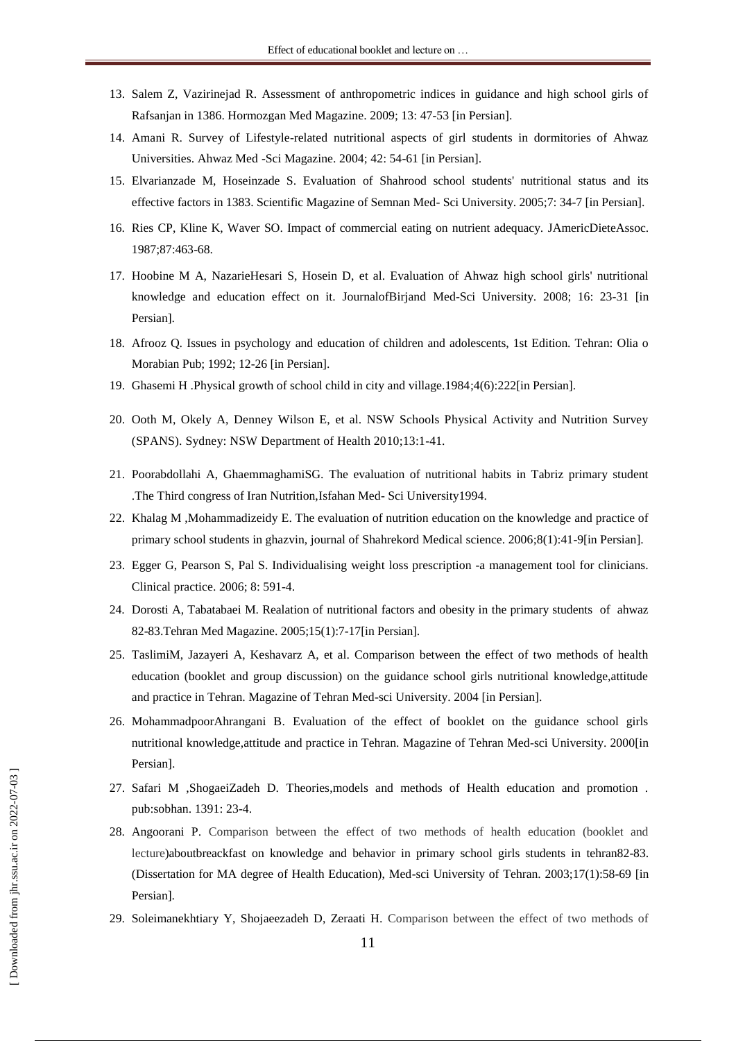13. Salem Z, Vazirinejad R. Assessment of anthropometric indices in guidance and high school girls of Rafsanjan in 1386. Hormozgan Med Magazine. 2009; 13: 47-53 [in Persian].
14. Amani R. Survey of Lifestyle-related nutritional aspects of girl students in dormitories of Ahwaz Universities. Ahwaz Med -Sci Magazine. 2004; 42: 54-61 [in Persian].
15. Elvarianzade M, Hoseinzade S. Evaluation of Shahrood school students' nutritional status and its effective factors in 1383. Scientific Magazine of Semnan Med- Sci University. 2005;7: 34-7 [in Persian].
16. Ries CP, Kline K, Waver SO. Impact of commercial eating on nutrient adequacy. JAmericDieteAssoc. 1987;87:463-68.
17. Hoobine M A, NazarieHesari S, Hosein D, et al. Evaluation of Ahwaz high school girls' nutritional knowledge and education effect on it. JournalofBirjand Med-Sci University. 2008; 16: 23-31 [in Persian].
18. Afrooz Q. Issues in psychology and education of children and adolescents, 1st Edition. Tehran: Olia o Morabian Pub; 1992; 12-26 [in Persian].
19. Ghasemi H .Physical growth of school child in city and village.1984;4(6):222[in Persian].
20. Ooth M, Okely A, Denney Wilson E, et al. NSW Schools Physical Activity and Nutrition Survey (SPANS). Sydney: NSW Department of Health 2010;13:1-41.
21. Poorabdollahi A, GhaemmaghamiSG. The evaluation of nutritional habits in Tabriz primary student .The Third congress of Iran Nutrition,Isfahan Med- Sci University1994.
22. Khalag M ,Mohammadizeidy E. The evaluation of nutrition education on the knowledge and practice of primary school students in ghazvin, journal of Shahrekord Medical science. 2006;8(1):41-9[in Persian].
23. Egger G, Pearson S, Pal S. Individualising weight loss prescription -a management tool for clinicians. Clinical practice. 2006; 8: 591-4.
24. Dorosti A, Tabatabaei M. Realation of nutritional factors and obesity in the primary students of ahwaz 82-83.Tehran Med Magazine. 2005;15(1):7-17[in Persian].
25. TaslimiM, Jazayeri A, Keshavarz A, et al. Comparison between the effect of two methods of health education (booklet and group discussion) on the guidance school girls nutritional knowledge,attitude and practice in Tehran. Magazine of Tehran Med-sci University. 2004 [in Persian].
26. MohammadpoorAhrangani B. Evaluation of the effect of booklet on the guidance school girls nutritional knowledge,attitude and practice in Tehran. Magazine of Tehran Med-sci University. 2000[in Persian].
27. Safari M ,ShogaeiZadeh D. Theories,models and methods of Health education and promotion . pub:sobhan. 1391: 23-4.
28. Angoorani P. Comparison between the effect of two methods of health education (booklet and lecture)aboutbreackfast on knowledge and behavior in primary school girls students in tehran82-83. (Dissertation for MA degree of Health Education), Med-sci University of Tehran. 2003;17(1):58-69 [in Persian].
29. Soleimanekhtiary Y, Shojaeezadeh D, Zeraati H. Comparison between the effect of two methods of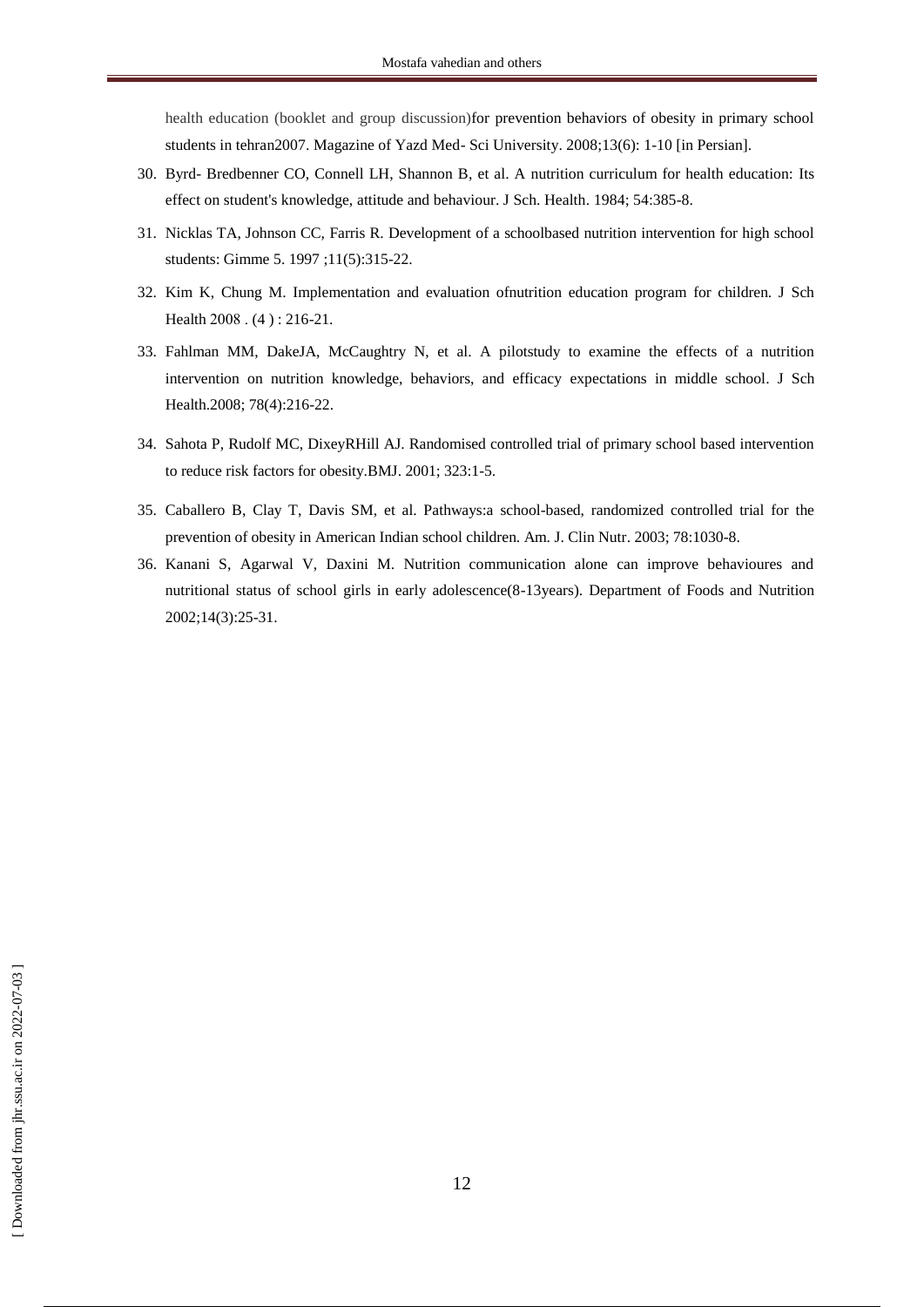health education (booklet and group discussion)for prevention behaviors of obesity in primary school students in tehran2007. Magazine of Yazd Med- Sci University. 2008;13(6): 1-10 [in Persian].

30. Byrd- Bredbenner CO, Connell LH, Shannon B, et al. A nutrition curriculum for health education: Its effect on student's knowledge, attitude and behaviour. J Sch. Health. 1984; 54:385-8.
31. Nicklas TA, Johnson CC, Farris R. Development of a schoolbased nutrition intervention for high school students: Gimme 5. 1997 ;11(5):315-22.
32. Kim K, Chung M. Implementation and evaluation ofnutrition education program for children. J Sch Health 2008 . (4 ) : 216-21.
33. Fahlman MM, DakeJA, McCaughtry N, et al. A pilotstudy to examine the effects of a nutrition intervention on nutrition knowledge, behaviors, and efficacy expectations in middle school. J Sch Health.2008; 78(4):216-22.
34. Sahota P, Rudolf MC, DixeyRHill AJ. Randomised controlled trial of primary school based intervention to reduce risk factors for obesity.BMJ. 2001; 323:1-5.
35. Caballero B, Clay T, Davis SM, et al. Pathways:a school-based, randomized controlled trial for the prevention of obesity in American Indian school children. Am. J. Clin Nutr. 2003; 78:1030-8.
36. Kanani S, Agarwal V, Daxini M. Nutrition communication alone can improve behavioures and nutritional status of school girls in early adolescence(8-13years). Department of Foods and Nutrition 2002;14(3):25-31.